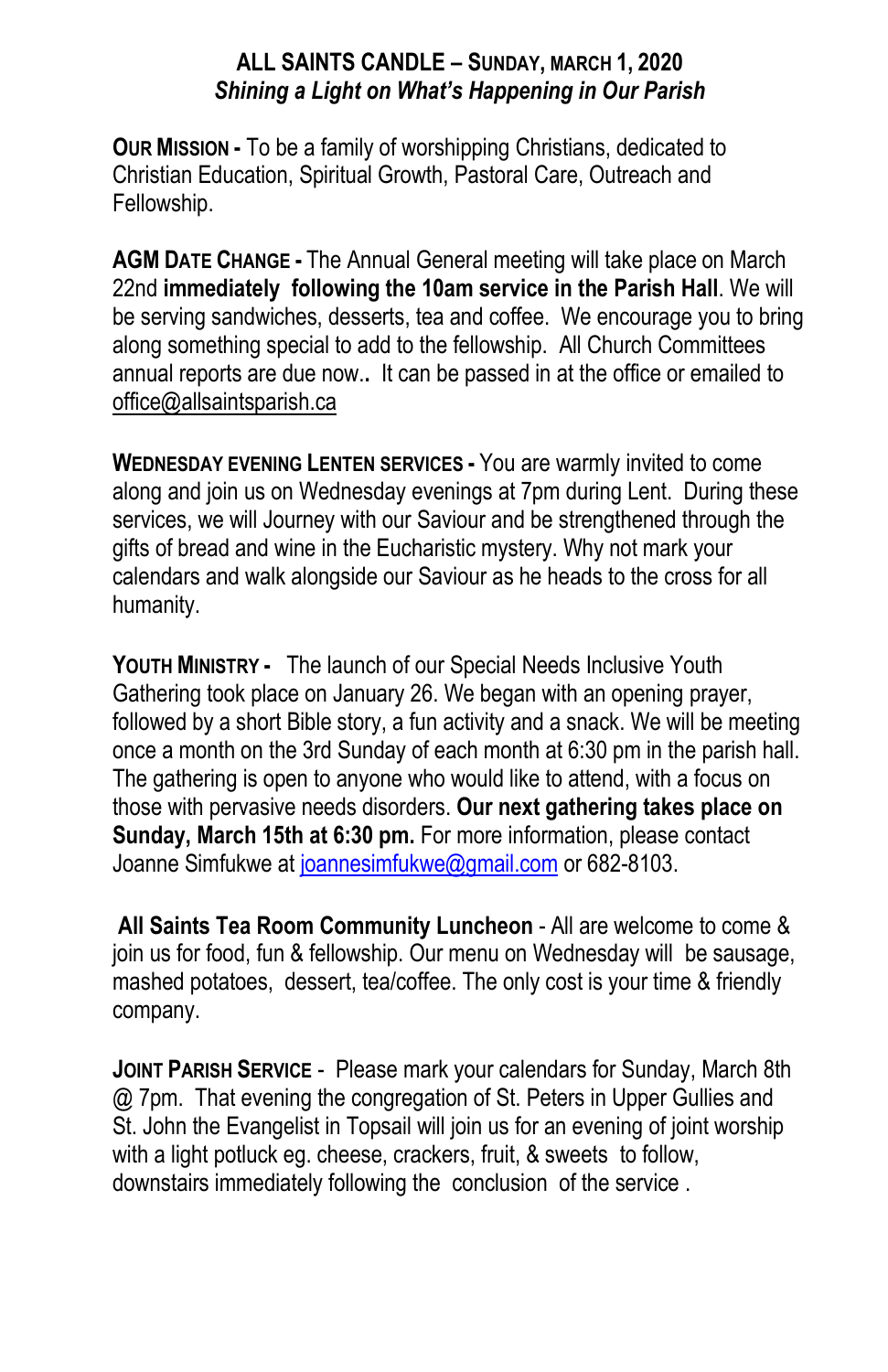**ALL SAINTS CANDLE – SUNDAY, MARCH 1, 2020**
***Shining a Light on What's Happening in Our Parish***

**OUR MISSION -** To be a family of worshipping Christians, dedicated to Christian Education, Spiritual Growth, Pastoral Care, Outreach and Fellowship.

**AGM DATE CHANGE -** The Annual General meeting will take place on March 22nd **immediately following the 10am service in the Parish Hall**. We will be serving sandwiches, desserts, tea and coffee. We encourage you to bring along something special to add to the fellowship. All Church Committees annual reports are due now.**.** It can be passed in at the office or emailed to office@allsaintsparish.ca

**WEDNESDAY EVENING LENTEN SERVICES -** You are warmly invited to come along and join us on Wednesday evenings at 7pm during Lent. During these services, we will Journey with our Saviour and be strengthened through the gifts of bread and wine in the Eucharistic mystery. Why not mark your calendars and walk alongside our Saviour as he heads to the cross for all humanity.

**YOUTH MINISTRY -** The launch of our Special Needs Inclusive Youth Gathering took place on January 26. We began with an opening prayer, followed by a short Bible story, a fun activity and a snack. We will be meeting once a month on the 3rd Sunday of each month at 6:30 pm in the parish hall. The gathering is open to anyone who would like to attend, with a focus on those with pervasive needs disorders. **Our next gathering takes place on Sunday, March 15th at 6:30 pm.** For more information, please contact Joanne Simfukwe at joannesimfukwe@gmail.com or 682-8103.

**All Saints Tea Room Community Luncheon** - All are welcome to come & join us for food, fun & fellowship. Our menu on Wednesday will be sausage, mashed potatoes, dessert, tea/coffee. The only cost is your time & friendly company.

**JOINT PARISH SERVICE** - Please mark your calendars for Sunday, March 8th @ 7pm. That evening the congregation of St. Peters in Upper Gullies and St. John the Evangelist in Topsail will join us for an evening of joint worship with a light potluck eg. cheese, crackers, fruit, & sweets to follow, downstairs immediately following the conclusion of the service .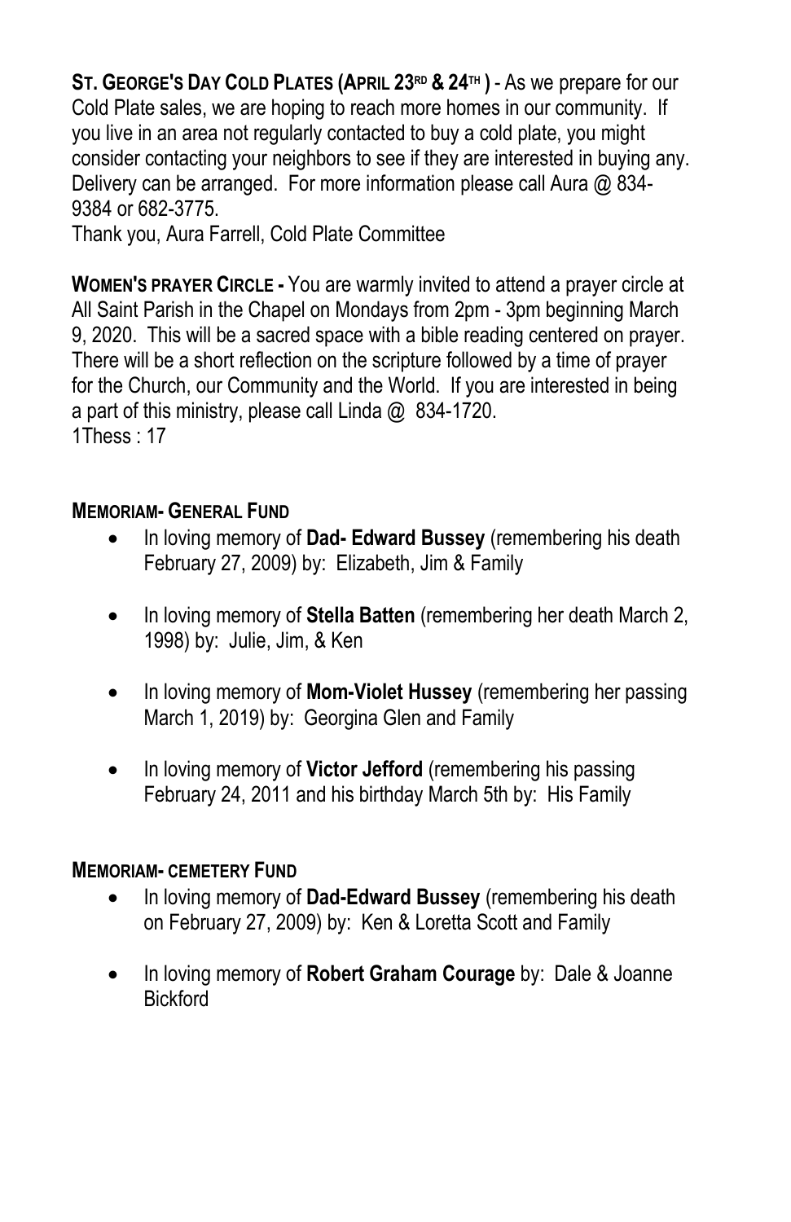**ST. GEORGE'S DAY COLD PLATES (APRIL 23RD & 24TH )** - As we prepare for our Cold Plate sales, we are hoping to reach more homes in our community. If you live in an area not regularly contacted to buy a cold plate, you might consider contacting your neighbors to see if they are interested in buying any. Delivery can be arranged. For more information please call Aura @ 834-9384 or 682-3775.
Thank you, Aura Farrell, Cold Plate Committee

**WOMEN'S PRAYER CIRCLE -** You are warmly invited to attend a prayer circle at All Saint Parish in the Chapel on Mondays from 2pm - 3pm beginning March 9, 2020. This will be a sacred space with a bible reading centered on prayer. There will be a short reflection on the scripture followed by a time of prayer for the Church, our Community and the World. If you are interested in being a part of this ministry, please call Linda @ 834-1720.
1Thess : 17

**MEMORIAM- GENERAL FUND**

- In loving memory of **Dad- Edward Bussey** (remembering his death February 27, 2009) by: Elizabeth, Jim & Family
- In loving memory of **Stella Batten** (remembering her death March 2, 1998) by: Julie, Jim, & Ken
- In loving memory of **Mom-Violet Hussey** (remembering her passing March 1, 2019) by: Georgina Glen and Family
- In loving memory of **Victor Jefford** (remembering his passing February 24, 2011 and his birthday March 5th by: His Family

**MEMORIAM- CEMETERY FUND**

- In loving memory of **Dad-Edward Bussey** (remembering his death on February 27, 2009) by: Ken & Loretta Scott and Family
- In loving memory of **Robert Graham Courage** by: Dale & Joanne Bickford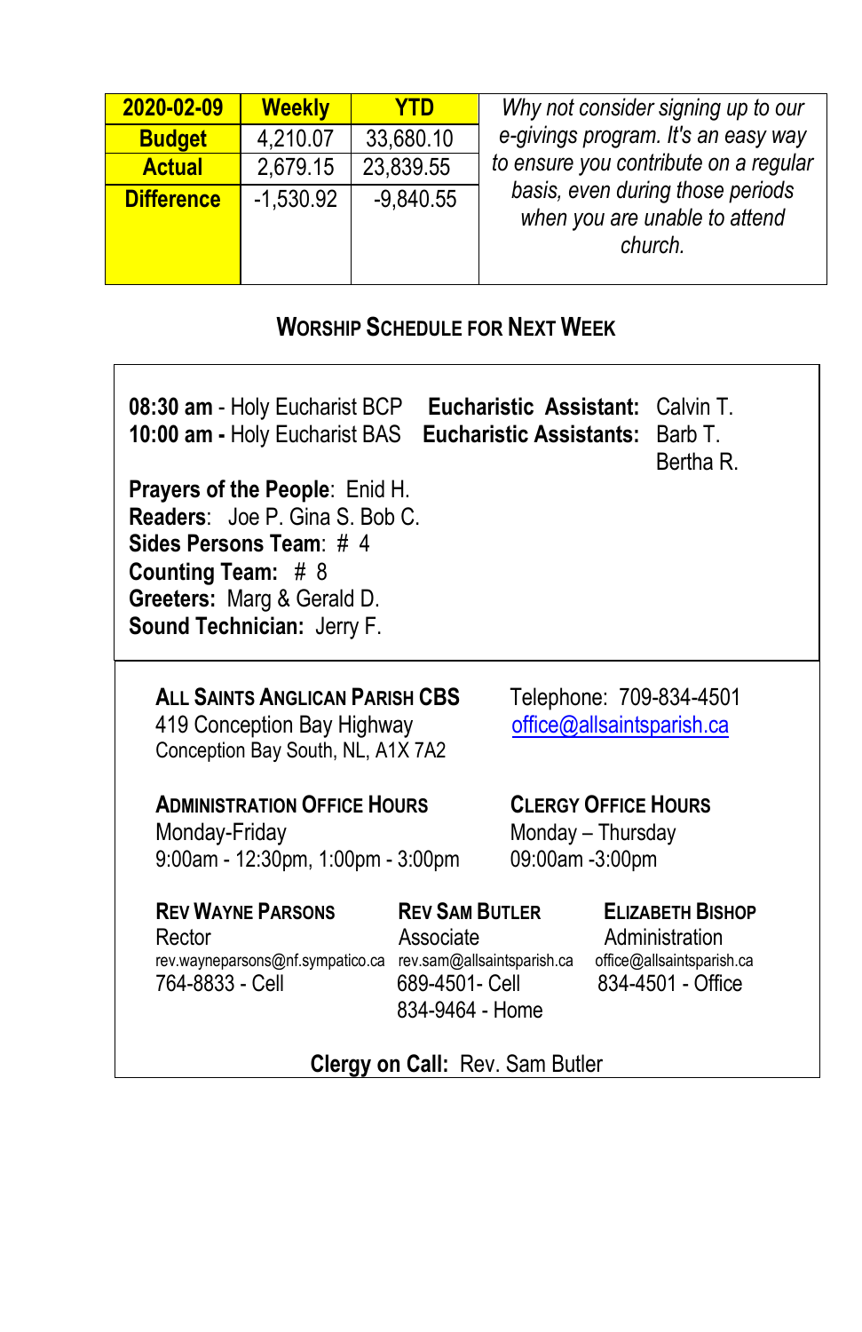| 2020-02-09 | Weekly | YTD |
|---|---|---|
| Budget | 4,210.07 | 33,680.10 |
| Actual | 2,679.15 | 23,839.55 |
| Difference | -1,530.92 | -9,840.55 |

*Why not consider signing up to our e-givings program. It's an easy way to ensure you contribute on a regular basis, even during those periods when you are unable to attend church.*

## WORSHIP SCHEDULE FOR NEXT WEEK

**08:30 am** - Holy Eucharist BCP **Eucharistic Assistant:** Calvin T.
**10:00 am** - Holy Eucharist BAS **Eucharistic Assistants:** Barb T. Bertha R.

**Prayers of the People**: Enid H.
**Readers**: Joe P. Gina S. Bob C.
**Sides Persons Team**: # 4
**Counting Team:** # 8
**Greeters:** Marg & Gerald D.
**Sound Technician:** Jerry F.

**ALL SAINTS ANGLICAN PARISH CBS**
419 Conception Bay Highway
Conception Bay South, NL, A1X 7A2

Telephone: 709-834-4501
office@allsaintsparish.ca

**ADMINISTRATION OFFICE HOURS**
Monday-Friday
9:00am - 12:30pm, 1:00pm - 3:00pm

**CLERGY OFFICE HOURS**
Monday – Thursday
09:00am -3:00pm

**REV WAYNE PARSONS**
Rector
rev.wayneparsons@nf.sympatico.ca
764-8833 - Cell

**REV SAM BUTLER**
Associate
rev.sam@allsaintsparish.ca
689-4501- Cell
834-9464 - Home

**ELIZABETH BISHOP**
Administration
office@allsaintsparish.ca
834-4501 - Office

**Clergy on Call:** Rev. Sam Butler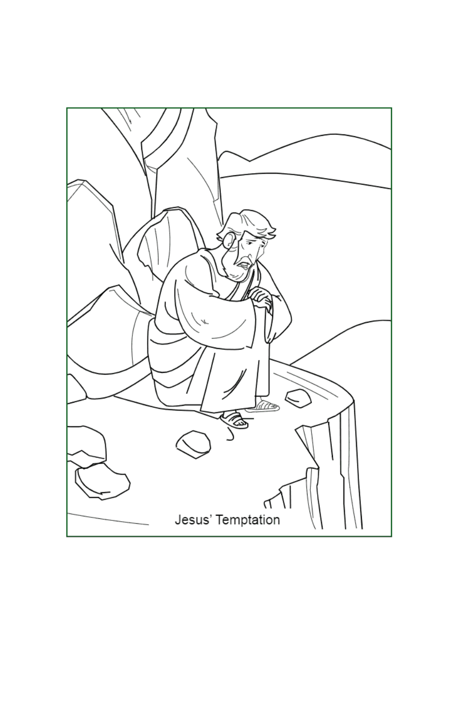Jesus' Temptation